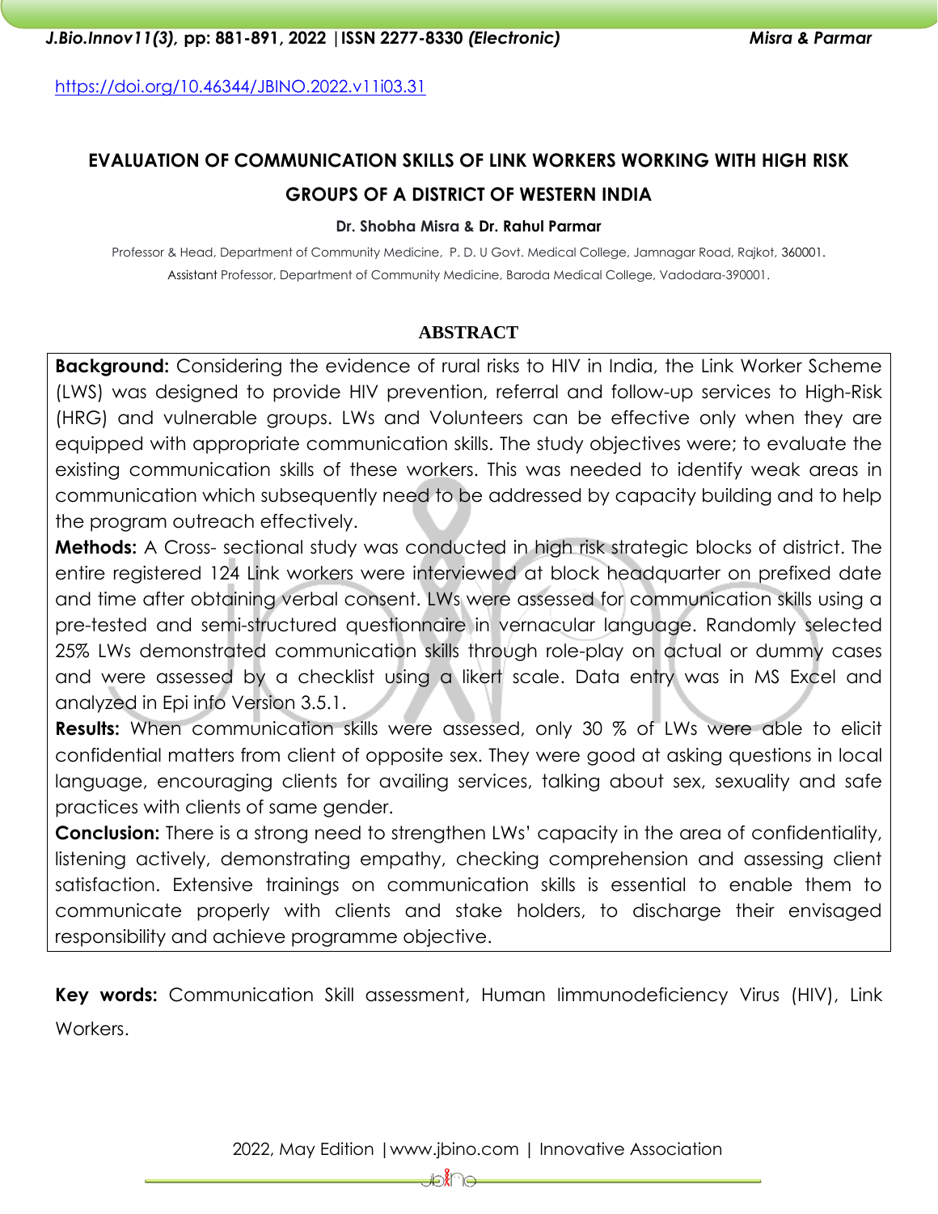https://doi.org/10.46344/JBINO.2022.v11i03.31

# EVALUATION OF COMMUNICATION SKILLS OF LINK WORKERS WORKING WITH HIGH RISK GROUPS OF A DISTRICT OF WESTERN INDIA

**Dr. Shobha Misra & Dr. Rahul Parmar**

Professor & Head, Department of Community Medicine, P. D. U Govt. Medical College, Jamnagar Road, Rajkot, 360001.

Assistant Professor, Department of Community Medicine, Baroda Medical College, Vadodara-390001.

## ABSTRACT

**Background:** Considering the evidence of rural risks to HIV in India, the Link Worker Scheme (LWS) was designed to provide HIV prevention, referral and follow-up services to High-Risk (HRG) and vulnerable groups. LWs and Volunteers can be effective only when they are equipped with appropriate communication skills. The study objectives were; to evaluate the existing communication skills of these workers. This was needed to identify weak areas in communication which subsequently need to be addressed by capacity building and to help the program outreach effectively.

**Methods:** A Cross- sectional study was conducted in high risk strategic blocks of district. The entire registered 124 Link workers were interviewed at block headquarter on prefixed date and time after obtaining verbal consent. LWs were assessed for communication skills using a pre-tested and semi-structured questionnaire in vernacular language. Randomly selected 25% LWs demonstrated communication skills through role-play on actual or dummy cases and were assessed by a checklist using a likert scale. Data entry was in MS Excel and analyzed in Epi info Version 3.5.1.

**Results:** When communication skills were assessed, only 30 % of LWs were able to elicit confidential matters from client of opposite sex. They were good at asking questions in local language, encouraging clients for availing services, talking about sex, sexuality and safe practices with clients of same gender.

**Conclusion:** There is a strong need to strengthen LWs' capacity in the area of confidentiality, listening actively, demonstrating empathy, checking comprehension and assessing client satisfaction. Extensive trainings on communication skills is essential to enable them to communicate properly with clients and stake holders, to discharge their envisaged responsibility and achieve programme objective.

**Key words:** Communication Skill assessment, Human Iimmunodeficiency Virus (HIV), Link Workers.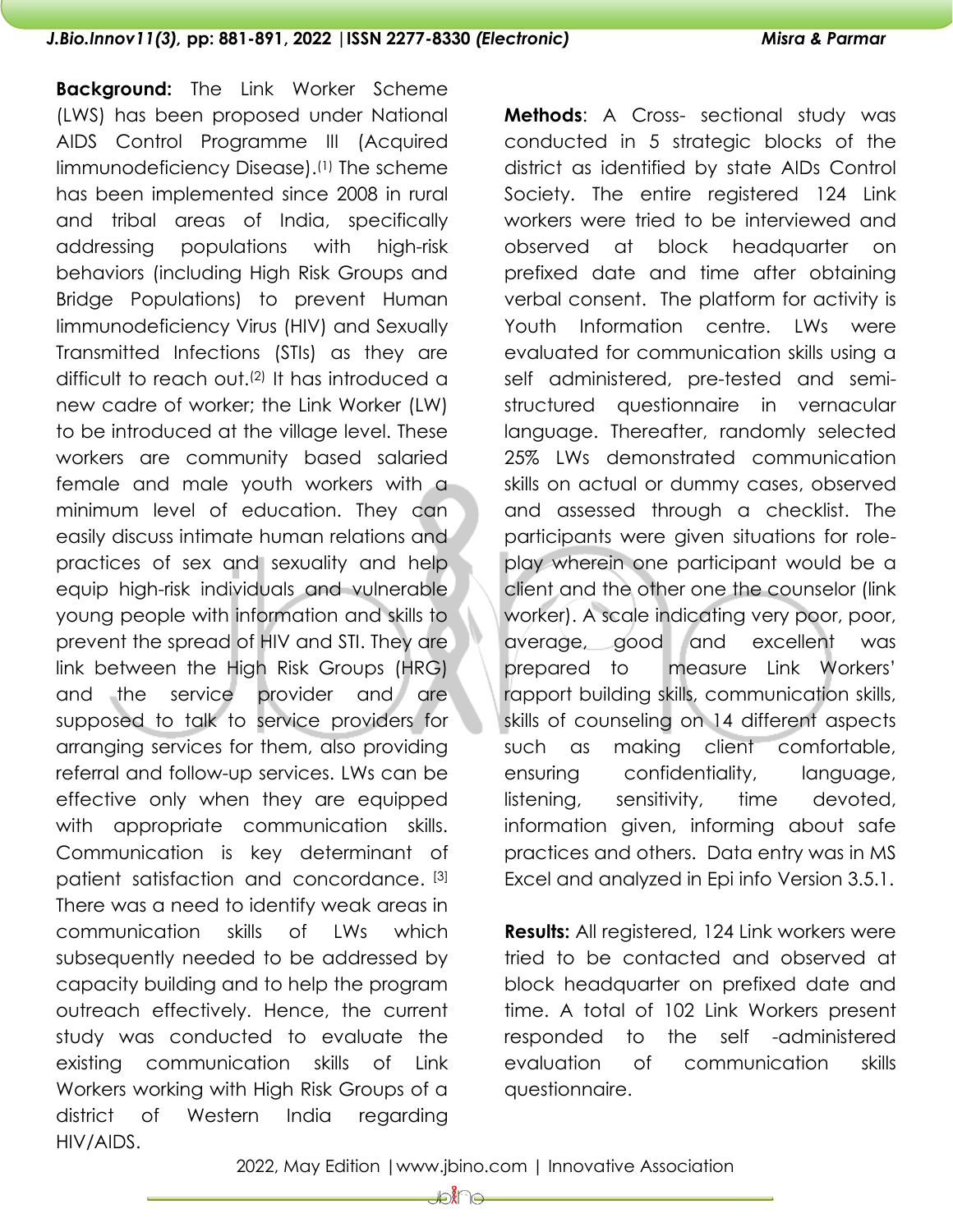**Background:** The Link Worker Scheme (LWS) has been proposed under National AIDS Control Programme III (Acquired Iimmunodeficiency Disease).(1) The scheme has been implemented since 2008 in rural and tribal areas of India, specifically addressing populations with high-risk behaviors (including High Risk Groups and Bridge Populations) to prevent Human Iimmunodeficiency Virus (HIV) and Sexually Transmitted Infections (STIs) as they are difficult to reach out.(2) It has introduced a new cadre of worker; the Link Worker (LW) to be introduced at the village level. These workers are community based salaried female and male youth workers with a minimum level of education. They can easily discuss intimate human relations and practices of sex and sexuality and help equip high-risk individuals and vulnerable young people with information and skills to prevent the spread of HIV and STI. They are link between the High Risk Groups (HRG) and the service provider and are supposed to talk to service providers for arranging services for them, also providing referral and follow-up services. LWs can be effective only when they are equipped with appropriate communication skills. Communication is key determinant of patient satisfaction and concordance. [3] There was a need to identify weak areas in communication skills of LWs which subsequently needed to be addressed by capacity building and to help the program outreach effectively. Hence, the current study was conducted to evaluate the existing communication skills of Link Workers working with High Risk Groups of a district of Western India regarding HIV/AIDS.

**Methods**: A Cross- sectional study was conducted in 5 strategic blocks of the district as identified by state AIDs Control Society. The entire registered 124 Link workers were tried to be interviewed and observed at block headquarter on prefixed date and time after obtaining verbal consent. The platform for activity is Youth Information centre. LWs were evaluated for communication skills using a self administered, pre-tested and semi-structured questionnaire in vernacular language. Thereafter, randomly selected 25% LWs demonstrated communication skills on actual or dummy cases, observed and assessed through a checklist. The participants were given situations for role-play wherein one participant would be a client and the other one the counselor (link worker). A scale indicating very poor, poor, average, good and excellent was prepared to measure Link Workers' rapport building skills, communication skills, skills of counseling on 14 different aspects such as making client comfortable, ensuring confidentiality, language, listening, sensitivity, time devoted, information given, informing about safe practices and others. Data entry was in MS Excel and analyzed in Epi info Version 3.5.1.

**Results:** All registered, 124 Link workers were tried to be contacted and observed at block headquarter on prefixed date and time. A total of 102 Link Workers present responded to the self -administered evaluation of communication skills questionnaire.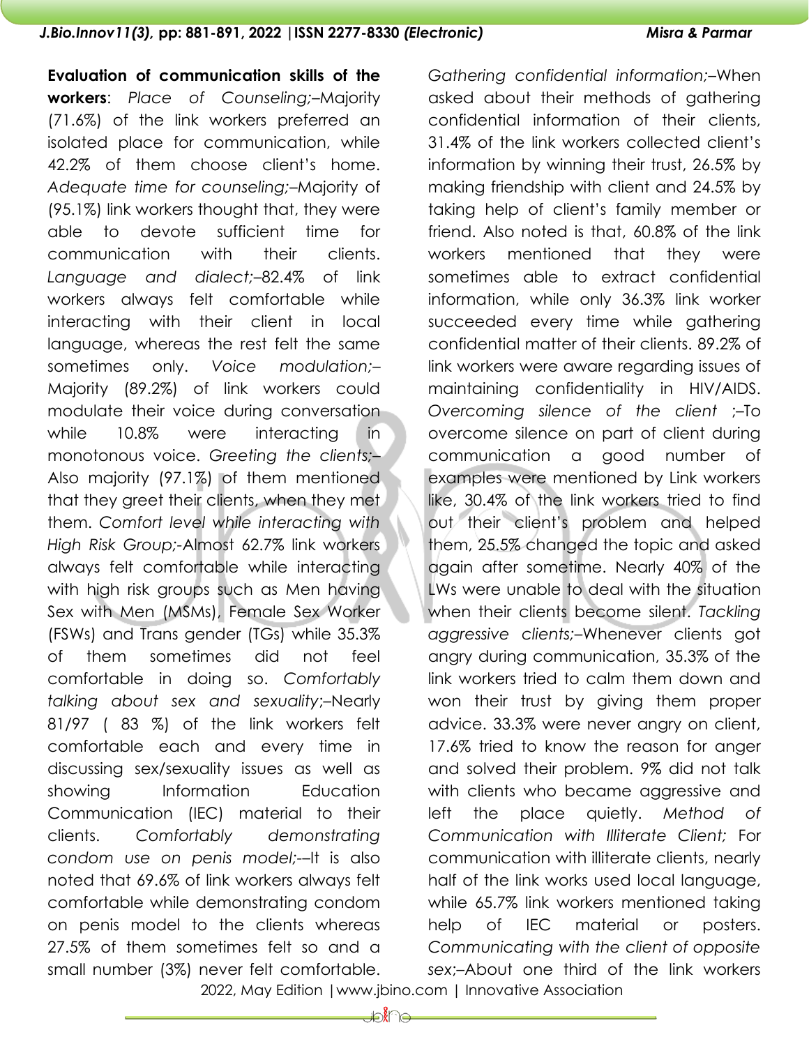**Evaluation of communication skills of the workers**: *Place of Counseling;*–Majority (71.6%) of the link workers preferred an isolated place for communication, while 42.2% of them choose client's home. *Adequate time for counseling;*–Majority of (95.1%) link workers thought that, they were able to devote sufficient time for communication with their clients. *Language and dialect;*–82.4% of link workers always felt comfortable while interacting with their client in local language, whereas the rest felt the same sometimes only. *Voice modulation;*–Majority (89.2%) of link workers could modulate their voice during conversation while 10.8% were interacting in monotonous voice. *Greeting the clients;*–Also majority (97.1%) of them mentioned that they greet their clients, when they met them. *Comfort level while interacting with High Risk Group;*-Almost 62.7% link workers always felt comfortable while interacting with high risk groups such as Men having Sex with Men (MSMs), Female Sex Worker (FSWs) and Trans gender (TGs) while 35.3% of them sometimes did not feel comfortable in doing so. *Comfortably talking about sex and sexuality*;–Nearly 81/97 ( 83 %) of the link workers felt comfortable each and every time in discussing sex/sexuality issues as well as showing Information Education Communication (IEC) material to their clients. *Comfortably demonstrating condom use on penis model;*-–It is also noted that 69.6% of link workers always felt comfortable while demonstrating condom on penis model to the clients whereas 27.5% of them sometimes felt so and a small number (3%) never felt comfortable. *Gathering confidential information;*–When asked about their methods of gathering confidential information of their clients, 31.4% of the link workers collected client's information by winning their trust, 26.5% by making friendship with client and 24.5% by taking help of client's family member or friend. Also noted is that, 60.8% of the link workers mentioned that they were sometimes able to extract confidential information, while only 36.3% link worker succeeded every time while gathering confidential matter of their clients. 89.2% of link workers were aware regarding issues of maintaining confidentiality in HIV/AIDS. *Overcoming silence of the client ;*–To overcome silence on part of client during communication a good number of examples were mentioned by Link workers like, 30.4% of the link workers tried to find out their client's problem and helped them, 25.5% changed the topic and asked again after sometime. Nearly 40% of the LWs were unable to deal with the situation when their clients become silent. *Tackling aggressive clients;*–Whenever clients got angry during communication, 35.3% of the link workers tried to calm them down and won their trust by giving them proper advice. 33.3% were never angry on client, 17.6% tried to know the reason for anger and solved their problem. 9% did not talk with clients who became aggressive and left the place quietly. *Method of Communication with Illiterate Client;* For communication with illiterate clients, nearly half of the link works used local language, while 65.7% link workers mentioned taking help of IEC material or posters. *Communicating with the client of opposite sex;*–About one third of the link workers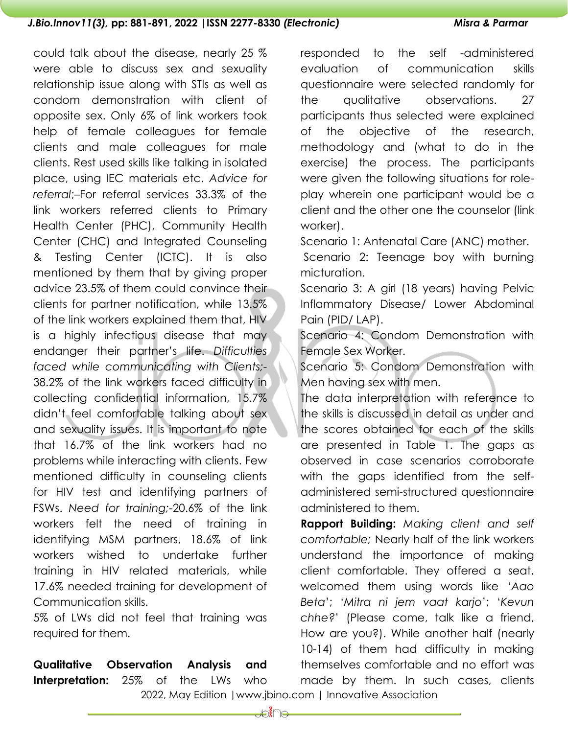could talk about the disease, nearly 25 % were able to discuss sex and sexuality relationship issue along with STIs as well as condom demonstration with client of opposite sex. Only 6% of link workers took help of female colleagues for female clients and male colleagues for male clients. Rest used skills like talking in isolated place, using IEC materials etc. *Advice for referral;*–For referral services 33.3% of the link workers referred clients to Primary Health Center (PHC), Community Health Center (CHC) and Integrated Counseling & Testing Center (ICTC). It is also mentioned by them that by giving proper advice 23.5% of them could convince their clients for partner notification, while 13.5% of the link workers explained them that, HIV is a highly infectious disease that may endanger their partner's life. *Difficulties faced while communicating with Clients;-* 38.2% of the link workers faced difficulty in collecting confidential information, 15.7% didn't feel comfortable talking about sex and sexuality issues. It is important to note that 16.7% of the link workers had no problems while interacting with clients. Few mentioned difficulty in counseling clients for HIV test and identifying partners of FSWs. *Need for training;-*20.6% of the link workers felt the need of training in identifying MSM partners, 18.6% of link workers wished to undertake further training in HIV related materials, while 17.6% needed training for development of Communication skills.

5% of LWs did not feel that training was required for them.

**Qualitative Observation Analysis and Interpretation:** 25% of the LWs who responded to the self -administered evaluation of communication skills questionnaire were selected randomly for the qualitative observations. 27 participants thus selected were explained of the objective of the research, methodology and (what to do in the exercise) the process. The participants were given the following situations for role-play wherein one participant would be a client and the other one the counselor (link worker).

Scenario 1: Antenatal Care (ANC) mother.

Scenario 2: Teenage boy with burning micturation.

Scenario 3: A girl (18 years) having Pelvic Inflammatory Disease/ Lower Abdominal Pain (PID/ LAP).

Scenario 4: Condom Demonstration with Female Sex Worker.

Scenario 5: Condom Demonstration with Men having sex with men.

The data interpretation with reference to the skills is discussed in detail as under and the scores obtained for each of the skills are presented in Table 1. The gaps as observed in case scenarios corroborate with the gaps identified from the self-administered semi-structured questionnaire administered to them.

**Rapport Building:** *Making client and self comfortable;* Nearly half of the link workers understand the importance of making client comfortable. They offered a seat, welcomed them using words like '*Aao Beta*'; '*Mitra ni jem vaat karjo*'; '*Kevun chhe?*' (Please come, talk like a friend, How are you?). While another half (nearly 10-14) of them had difficulty in making themselves comfortable and no effort was made by them. In such cases, clients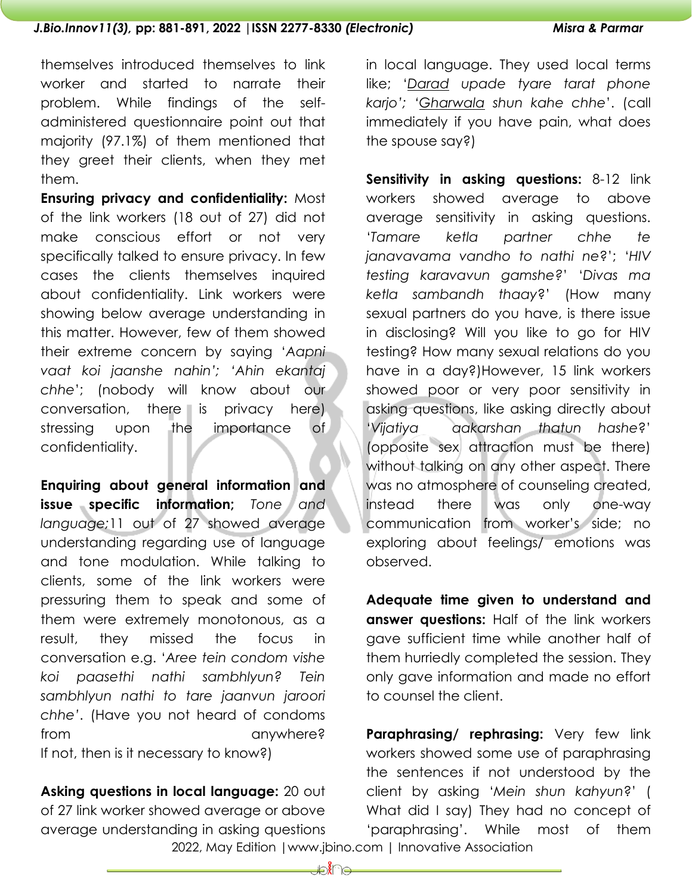themselves introduced themselves to link worker and started to narrate their problem. While findings of the self-administered questionnaire point out that majority (97.1%) of them mentioned that they greet their clients, when they met them.

**Ensuring privacy and confidentiality:** Most of the link workers (18 out of 27) did not make conscious effort or not very specifically talked to ensure privacy. In few cases the clients themselves inquired about confidentiality. Link workers were showing below average understanding in this matter. However, few of them showed their extreme concern by saying '*Aapni vaat koi jaanshe nahin'; 'Ahin ekantaj chhe*'; (nobody will know about our conversation, there is privacy here) stressing upon the importance of confidentiality.

**Enquiring about general information and issue specific information;** *Tone and language;*11 out of 27 showed average understanding regarding use of language and tone modulation. While talking to clients, some of the link workers were pressuring them to speak and some of them were extremely monotonous, as a result, they missed the focus in conversation e.g. '*Aree tein condom vishe koi paasethi nathi sambhlyun? Tein sambhlyun nathi to tare jaanvun jaroori chhe'*. (Have you not heard of condoms from anywhere? If not, then is it necessary to know?)

**Asking questions in local language:** 20 out of 27 link worker showed average or above average understanding in asking questions in local language. They used local terms like; '*Darad upade tyare tarat phone karjo'; 'Gharwala shun kahe chhe*'. (call immediately if you have pain, what does the spouse say?)

**Sensitivity in asking questions:** 8-12 link workers showed average to above average sensitivity in asking questions. '*Tamare ketla partner chhe te janavavama vandho to nathi ne*?'; '*HIV testing karavavun gamshe?*' '*Divas ma ketla sambandh thaay*?' (How many sexual partners do you have, is there issue in disclosing? Will you like to go for HIV testing? How many sexual relations do you have in a day?)However, 15 link workers showed poor or very poor sensitivity in asking questions, like asking directly about '*Vijatiya aakarshan thatun hashe*?' (opposite sex attraction must be there) without talking on any other aspect. There was no atmosphere of counseling created, instead there was only one-way communication from worker's side; no exploring about feelings/ emotions was observed.

**Adequate time given to understand and answer questions:** Half of the link workers gave sufficient time while another half of them hurriedly completed the session. They only gave information and made no effort to counsel the client.

**Paraphrasing/ rephrasing:** Very few link workers showed some use of paraphrasing the sentences if not understood by the client by asking '*Mein shun kahyun*?' ( What did I say) They had no concept of 'paraphrasing'. While most of them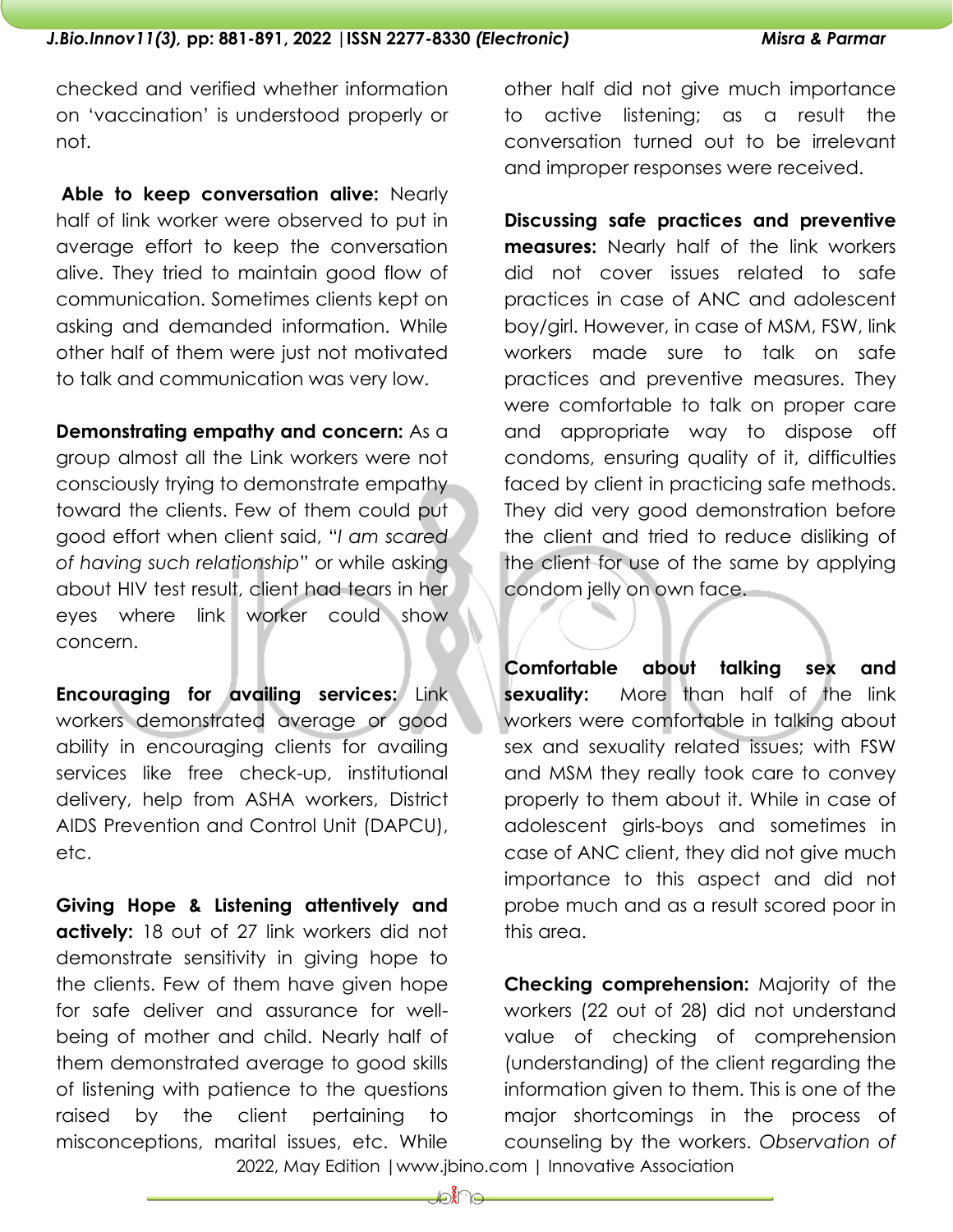checked and verified whether information on 'vaccination' is understood properly or not.

**Able to keep conversation alive:** Nearly half of link worker were observed to put in average effort to keep the conversation alive. They tried to maintain good flow of communication. Sometimes clients kept on asking and demanded information. While other half of them were just not motivated to talk and communication was very low.

**Demonstrating empathy and concern:** As a group almost all the Link workers were not consciously trying to demonstrate empathy toward the clients. Few of them could put good effort when client said, "*I am scared of having such relationship*" or while asking about HIV test result, client had tears in her eyes where link worker could show concern.

**Encouraging for availing services:** Link workers demonstrated average or good ability in encouraging clients for availing services like free check-up, institutional delivery, help from ASHA workers, District AIDS Prevention and Control Unit (DAPCU), etc.

**Giving Hope & Listening attentively and actively:** 18 out of 27 link workers did not demonstrate sensitivity in giving hope to the clients. Few of them have given hope for safe deliver and assurance for well-being of mother and child. Nearly half of them demonstrated average to good skills of listening with patience to the questions raised by the client pertaining to misconceptions, marital issues, etc. While other half did not give much importance to active listening; as a result the conversation turned out to be irrelevant and improper responses were received.

**Discussing safe practices and preventive measures:** Nearly half of the link workers did not cover issues related to safe practices in case of ANC and adolescent boy/girl. However, in case of MSM, FSW, link workers made sure to talk on safe practices and preventive measures. They were comfortable to talk on proper care and appropriate way to dispose off condoms, ensuring quality of it, difficulties faced by client in practicing safe methods. They did very good demonstration before the client and tried to reduce disliking of the client for use of the same by applying condom jelly on own face.

**Comfortable about talking sex and sexuality:** More than half of the link workers were comfortable in talking about sex and sexuality related issues; with FSW and MSM they really took care to convey properly to them about it. While in case of adolescent girls-boys and sometimes in case of ANC client, they did not give much importance to this aspect and did not probe much and as a result scored poor in this area.

**Checking comprehension:** Majority of the workers (22 out of 28) did not understand value of checking of comprehension (understanding) of the client regarding the information given to them. This is one of the major shortcomings in the process of counseling by the workers. *Observation of*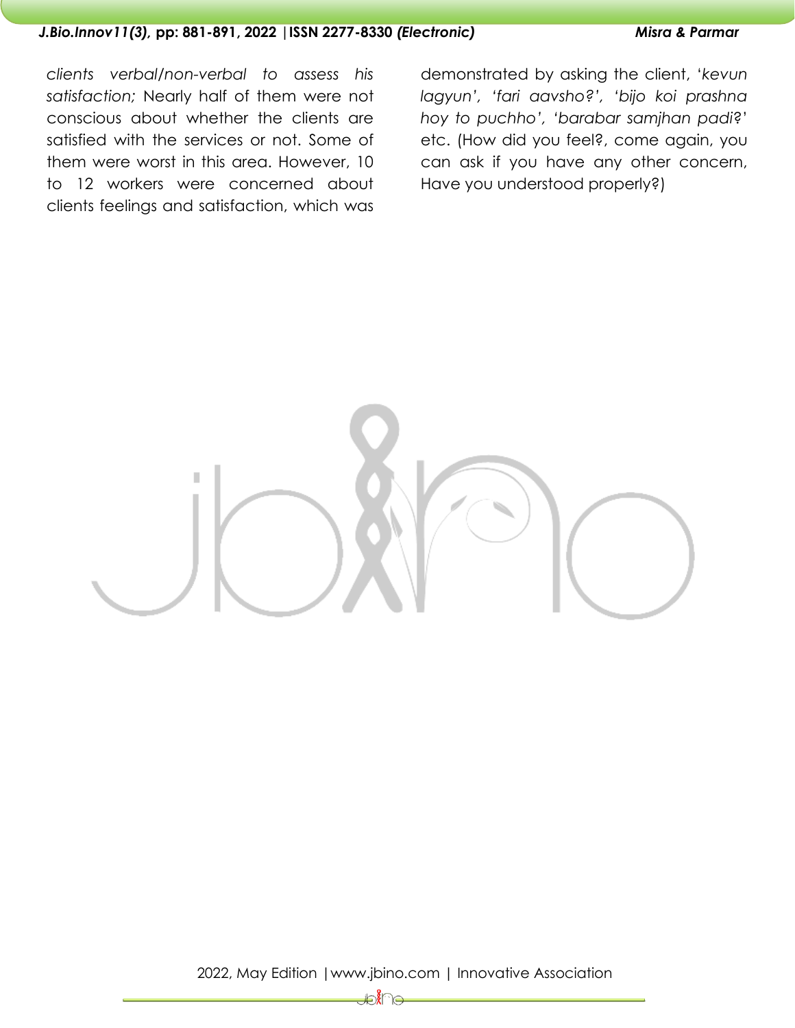*clients verbal/non-verbal to assess his satisfaction;* Nearly half of them were not conscious about whether the clients are satisfied with the services or not. Some of them were worst in this area. However, 10 to 12 workers were concerned about clients feelings and satisfaction, which was demonstrated by asking the client, '*kevun lagyun*', '*fari aavsho?*', '*bijo koi prashna hoy to puchho*', '*barabar samjhan padi*?' etc. (How did you feel?, come again, you can ask if you have any other concern, Have you understood properly?)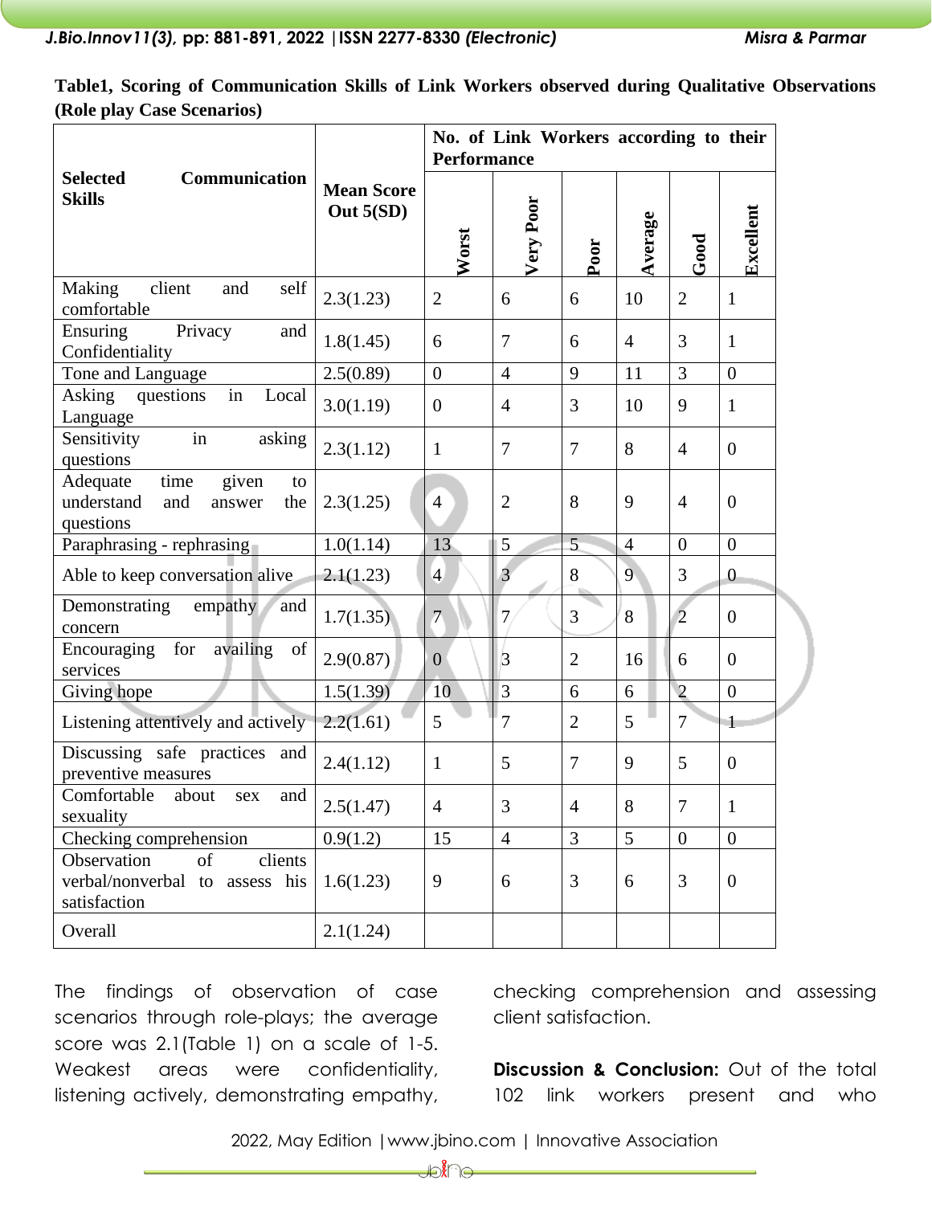**Table1, Scoring of Communication Skills of Link Workers observed during Qualitative Observations (Role play Case Scenarios)**

| Selected Communication Skills | Mean Score Out 5(SD) | No. of Link Workers according to their Performance | | | | | |
|---|---|---|---|---|---|---|---|
| | | Worst | Very Poor | Poor | Average | Good | Excellent |
| Making client and self comfortable | 2.3(1.23) | 2 | 6 | 6 | 10 | 2 | 1 |
| Ensuring Privacy and Confidentiality | 1.8(1.45) | 6 | 7 | 6 | 4 | 3 | 1 |
| Tone and Language | 2.5(0.89) | 0 | 4 | 9 | 11 | 3 | 0 |
| Asking questions in Local Language | 3.0(1.19) | 0 | 4 | 3 | 10 | 9 | 1 |
| Sensitivity in asking questions | 2.3(1.12) | 1 | 7 | 7 | 8 | 4 | 0 |
| Adequate time given to understand and answer the questions | 2.3(1.25) | 4 | 2 | 8 | 9 | 4 | 0 |
| Paraphrasing - rephrasing | 1.0(1.14) | 13 | 5 | 5 | 4 | 0 | 0 |
| Able to keep conversation alive | 2.1(1.23) | 4 | 3 | 8 | 9 | 3 | 0 |
| Demonstrating empathy and concern | 1.7(1.35) | 7 | 7 | 3 | 8 | 2 | 0 |
| Encouraging for availing of services | 2.9(0.87) | 0 | 3 | 2 | 16 | 6 | 0 |
| Giving hope | 1.5(1.39) | 10 | 3 | 6 | 6 | 2 | 0 |
| Listening attentively and actively | 2.2(1.61) | 5 | 7 | 2 | 5 | 7 | 1 |
| Discussing safe practices and preventive measures | 2.4(1.12) | 1 | 5 | 7 | 9 | 5 | 0 |
| Comfortable about sex and sexuality | 2.5(1.47) | 4 | 3 | 4 | 8 | 7 | 1 |
| Checking comprehension | 0.9(1.2) | 15 | 4 | 3 | 5 | 0 | 0 |
| Observation of clients verbal/nonverbal to assess his satisfaction | 1.6(1.23) | 9 | 6 | 3 | 6 | 3 | 0 |
| Overall | 2.1(1.24) | | | | | | |

The findings of observation of case scenarios through role-plays; the average score was 2.1(Table 1) on a scale of 1-5. Weakest areas were confidentiality, listening actively, demonstrating empathy, checking comprehension and assessing client satisfaction.

**Discussion & Conclusion:** Out of the total 102 link workers present and who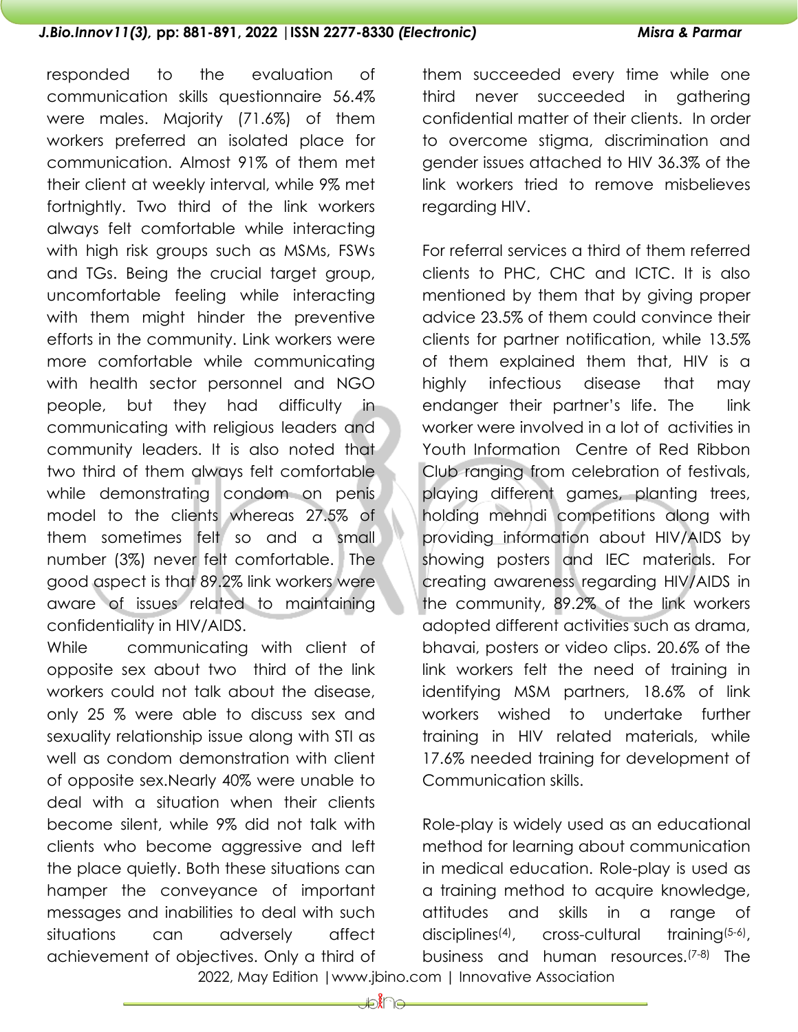responded to the evaluation of communication skills questionnaire 56.4% were males. Majority (71.6%) of them workers preferred an isolated place for communication. Almost 91% of them met their client at weekly interval, while 9% met fortnightly. Two third of the link workers always felt comfortable while interacting with high risk groups such as MSMs, FSWs and TGs. Being the crucial target group, uncomfortable feeling while interacting with them might hinder the preventive efforts in the community. Link workers were more comfortable while communicating with health sector personnel and NGO people, but they had difficulty in communicating with religious leaders and community leaders. It is also noted that two third of them always felt comfortable while demonstrating condom on penis model to the clients whereas 27.5% of them sometimes felt so and a small number (3%) never felt comfortable. The good aspect is that 89.2% link workers were aware of issues related to maintaining confidentiality in HIV/AIDS.

While communicating with client of opposite sex about two third of the link workers could not talk about the disease, only 25 % were able to discuss sex and sexuality relationship issue along with STI as well as condom demonstration with client of opposite sex.Nearly 40% were unable to deal with a situation when their clients become silent, while 9% did not talk with clients who become aggressive and left the place quietly. Both these situations can hamper the conveyance of important messages and inabilities to deal with such situations can adversely affect achievement of objectives. Only a third of them succeeded every time while one third never succeeded in gathering confidential matter of their clients. In order to overcome stigma, discrimination and gender issues attached to HIV 36.3% of the link workers tried to remove misbelieves regarding HIV.

For referral services a third of them referred clients to PHC, CHC and ICTC. It is also mentioned by them that by giving proper advice 23.5% of them could convince their clients for partner notification, while 13.5% of them explained them that, HIV is a highly infectious disease that may endanger their partner's life. The link worker were involved in a lot of activities in Youth Information Centre of Red Ribbon Club ranging from celebration of festivals, playing different games, planting trees, holding mehndi competitions along with providing information about HIV/AIDS by showing posters and IEC materials. For creating awareness regarding HIV/AIDS in the community, 89.2% of the link workers adopted different activities such as drama, bhavai, posters or video clips. 20.6% of the link workers felt the need of training in identifying MSM partners, 18.6% of link workers wished to undertake further training in HIV related materials, while 17.6% needed training for development of Communication skills.

Role-play is widely used as an educational method for learning about communication in medical education. Role-play is used as a training method to acquire knowledge, attitudes and skills in a range of disciplines[4], cross-cultural training[5-6], business and human resources.[7-8] The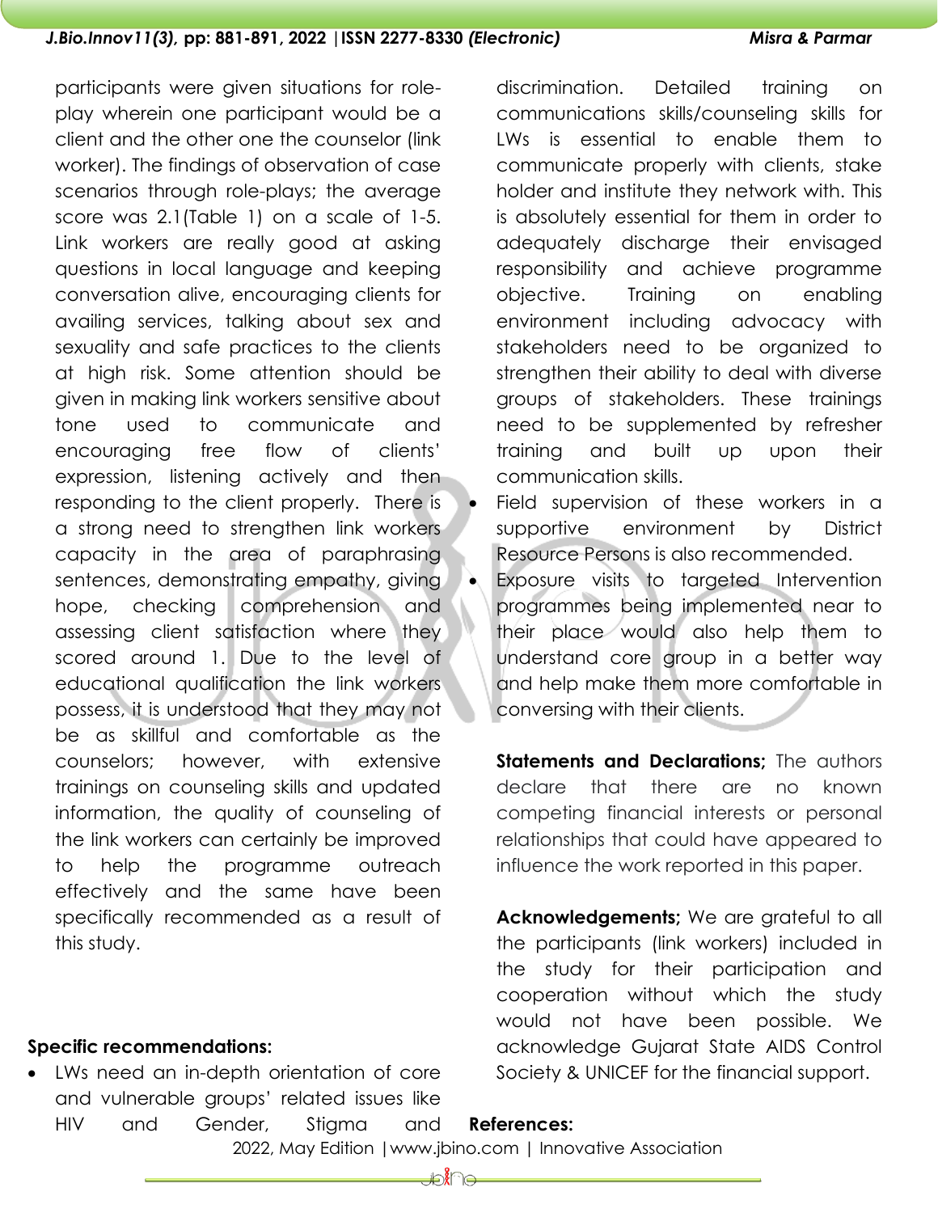participants were given situations for role-play wherein one participant would be a client and the other one the counselor (link worker). The findings of observation of case scenarios through role-plays; the average score was 2.1(Table 1) on a scale of 1-5. Link workers are really good at asking questions in local language and keeping conversation alive, encouraging clients for availing services, talking about sex and sexuality and safe practices to the clients at high risk. Some attention should be given in making link workers sensitive about tone used to communicate and encouraging free flow of clients' expression, listening actively and then responding to the client properly. There is a strong need to strengthen link workers capacity in the area of paraphrasing sentences, demonstrating empathy, giving hope, checking comprehension and assessing client satisfaction where they scored around 1. Due to the level of educational qualification the link workers possess, it is understood that they may not be as skillful and comfortable as the counselors; however, with extensive trainings on counseling skills and updated information, the quality of counseling of the link workers can certainly be improved to help the programme outreach effectively and the same have been specifically recommended as a result of this study.

**Specific recommendations:**

- LWs need an in-depth orientation of core and vulnerable groups' related issues like HIV and Gender, Stigma and discrimination. Detailed training on communications skills/counseling skills for LWs is essential to enable them to communicate properly with clients, stake holder and institute they network with. This is absolutely essential for them in order to adequately discharge their envisaged responsibility and achieve programme objective. Training on enabling environment including advocacy with stakeholders need to be organized to strengthen their ability to deal with diverse groups of stakeholders. These trainings need to be supplemented by refresher training and built up upon their communication skills.
- Field supervision of these workers in a supportive environment by District Resource Persons is also recommended.
- Exposure visits to targeted Intervention programmes being implemented near to their place would also help them to understand core group in a better way and help make them more comfortable in conversing with their clients.

**Statements and Declarations;** The authors declare that there are no known competing financial interests or personal relationships that could have appeared to influence the work reported in this paper.

**Acknowledgements;** We are grateful to all the participants (link workers) included in the study for their participation and cooperation without which the study would not have been possible. We acknowledge Gujarat State AIDS Control Society & UNICEF for the financial support.

**References:**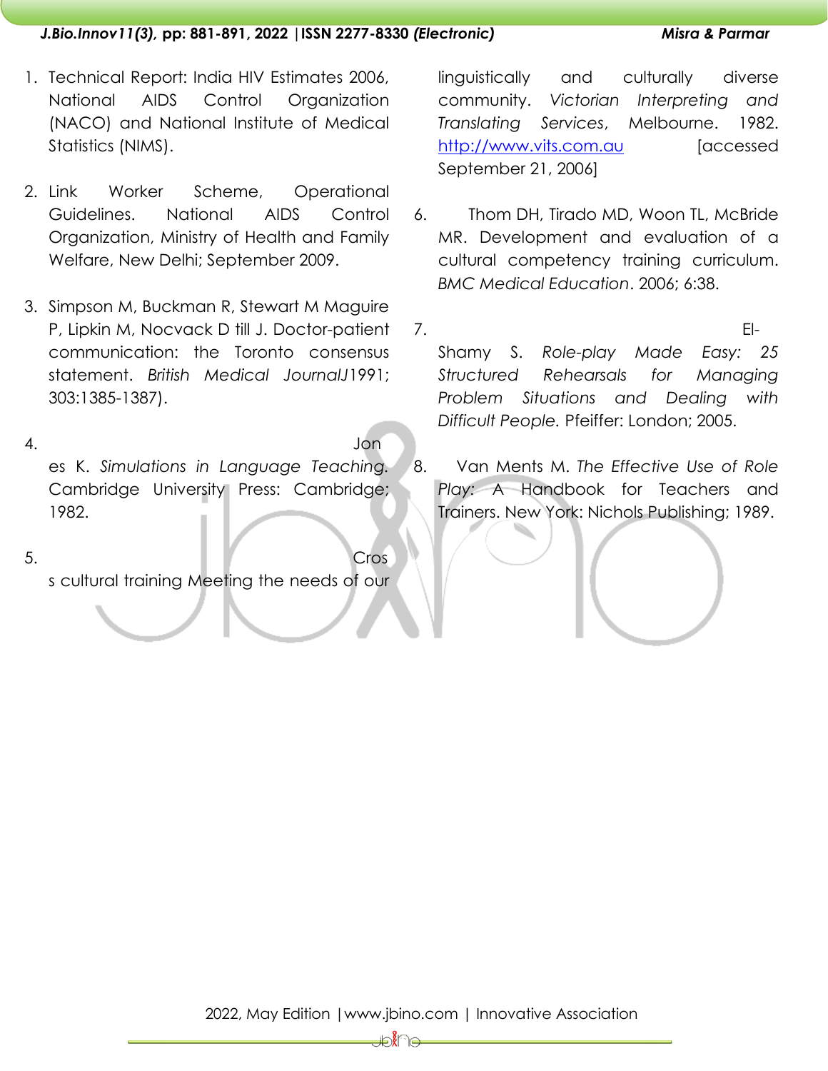1. Technical Report: India HIV Estimates 2006, National AIDS Control Organization (NACO) and National Institute of Medical Statistics (NIMS).

2. Link Worker Scheme, Operational Guidelines. National AIDS Control Organization, Ministry of Health and Family Welfare, New Delhi; September 2009.

3. Simpson M, Buckman R, Stewart M Maguire P, Lipkin M, Nocvack D till J. Doctor-patient communication: the Toronto consensus statement. *British Medical Journal*J1991; 303:1385-1387).

4. Jones K. *Simulations in Language Teaching.* Cambridge University Press: Cambridge; 1982.

5. Cross cultural training Meeting the needs of our linguistically and culturally diverse community. *Victorian Interpreting and Translating Services*, Melbourne. 1982. http://www.vits.com.au [accessed September 21, 2006]

6. Thom DH, Tirado MD, Woon TL, McBride MR. Development and evaluation of a cultural competency training curriculum. *BMC Medical Education*. 2006; 6:38.

7. El-Shamy S. *Role-play Made Easy: 25 Structured Rehearsals for Managing Problem Situations and Dealing with Difficult People.* Pfeiffer: London; 2005.

8. Van Ments M. *The Effective Use of Role Play: A Handbook for Teachers and Trainers.* New York: Nichols Publishing; 1989.